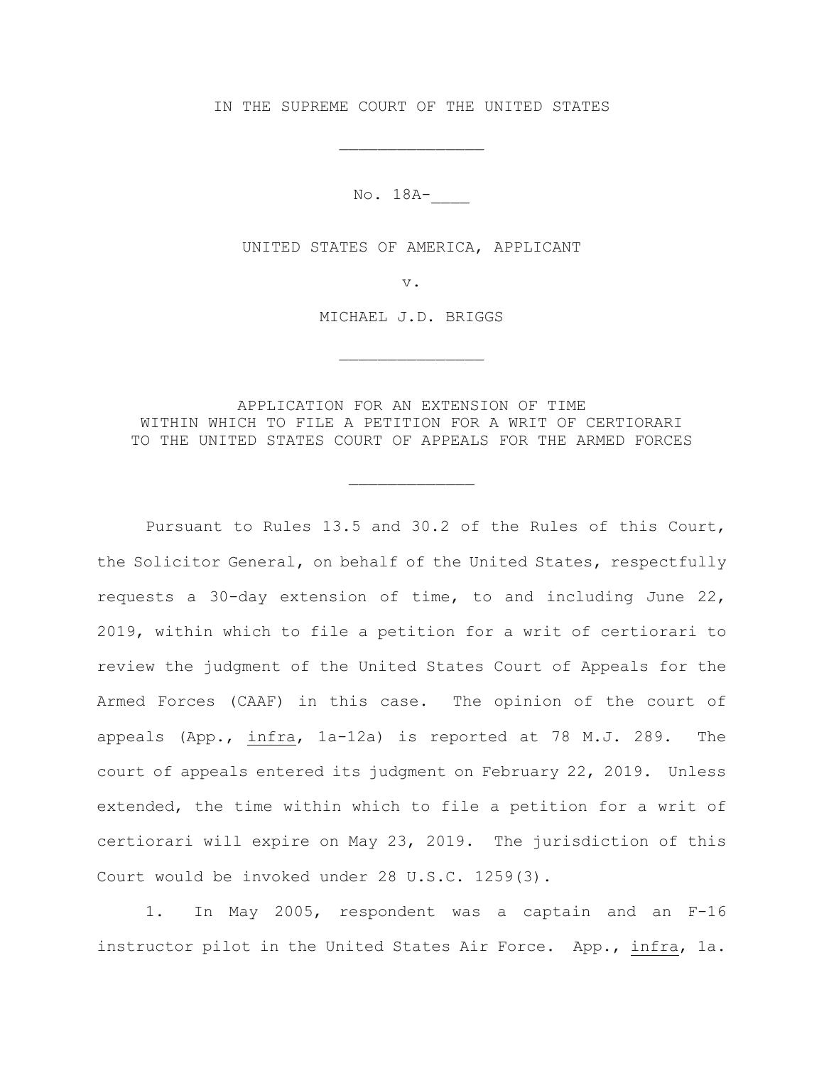IN THE SUPREME COURT OF THE UNITED STATES

_______________

No. 18A-____

UNITED STATES OF AMERICA, APPLICANT

v.

MICHAEL J.D. BRIGGS

_______________

APPLICATION FOR AN EXTENSION OF TIME
WITHIN WHICH TO FILE A PETITION FOR A WRIT OF CERTIORARI
TO THE UNITED STATES COURT OF APPEALS FOR THE ARMED FORCES

_____________

Pursuant to Rules 13.5 and 30.2 of the Rules of this Court, the Solicitor General, on behalf of the United States, respectfully requests a 30-day extension of time, to and including June 22, 2019, within which to file a petition for a writ of certiorari to review the judgment of the United States Court of Appeals for the Armed Forces (CAAF) in this case. The opinion of the court of appeals (App., *infra*, 1a-12a) is reported at 78 M.J. 289. The court of appeals entered its judgment on February 22, 2019. Unless extended, the time within which to file a petition for a writ of certiorari will expire on May 23, 2019. The jurisdiction of this Court would be invoked under 28 U.S.C. 1259(3).

1. In May 2005, respondent was a captain and an F-16 instructor pilot in the United States Air Force. App., *infra*, 1a.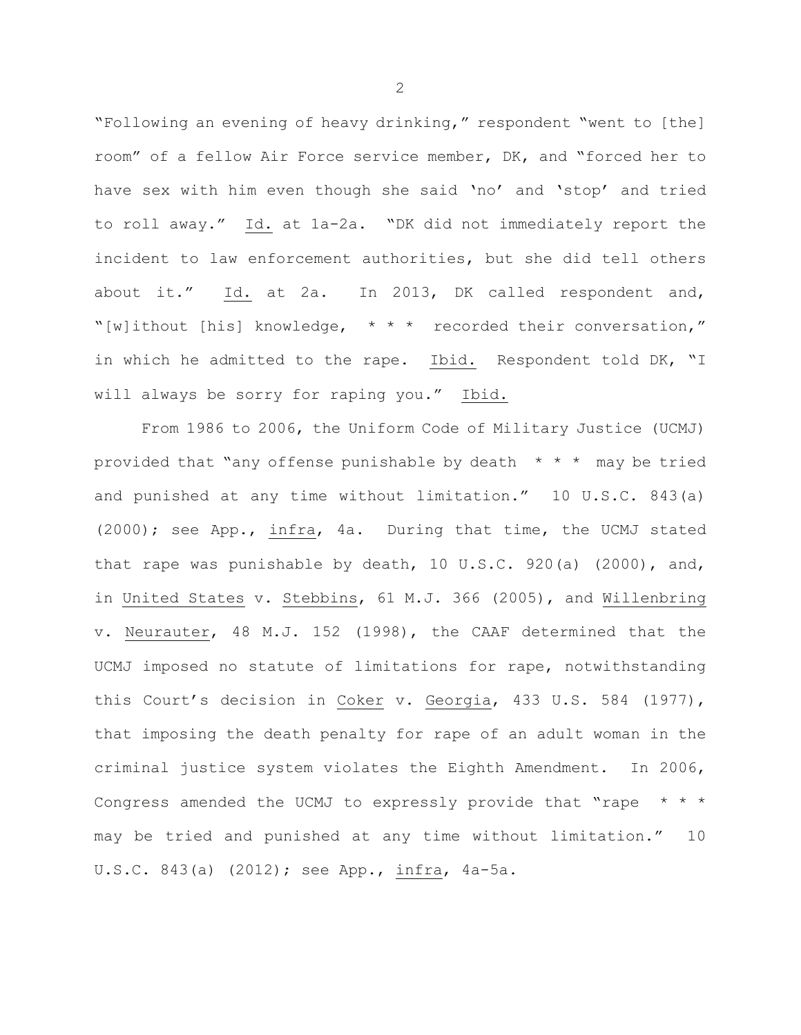"Following an evening of heavy drinking," respondent "went to [the] room" of a fellow Air Force service member, DK, and "forced her to have sex with him even though she said 'no' and 'stop' and tried to roll away." Id. at 1a-2a. "DK did not immediately report the incident to law enforcement authorities, but she did tell others about it." Id. at 2a. In 2013, DK called respondent and, "[w]ithout [his] knowledge, * * * recorded their conversation," in which he admitted to the rape. Ibid. Respondent told DK, "I will always be sorry for raping you." Ibid.

From 1986 to 2006, the Uniform Code of Military Justice (UCMJ) provided that "any offense punishable by death * * * may be tried and punished at any time without limitation." 10 U.S.C. 843(a) (2000); see App., infra, 4a. During that time, the UCMJ stated that rape was punishable by death, 10 U.S.C. 920(a) (2000), and, in United States v. Stebbins, 61 M.J. 366 (2005), and Willenbring v. Neurauter, 48 M.J. 152 (1998), the CAAF determined that the UCMJ imposed no statute of limitations for rape, notwithstanding this Court's decision in Coker v. Georgia, 433 U.S. 584 (1977), that imposing the death penalty for rape of an adult woman in the criminal justice system violates the Eighth Amendment. In 2006, Congress amended the UCMJ to expressly provide that "rape * * * may be tried and punished at any time without limitation." 10 U.S.C. 843(a) (2012); see App., infra, 4a-5a.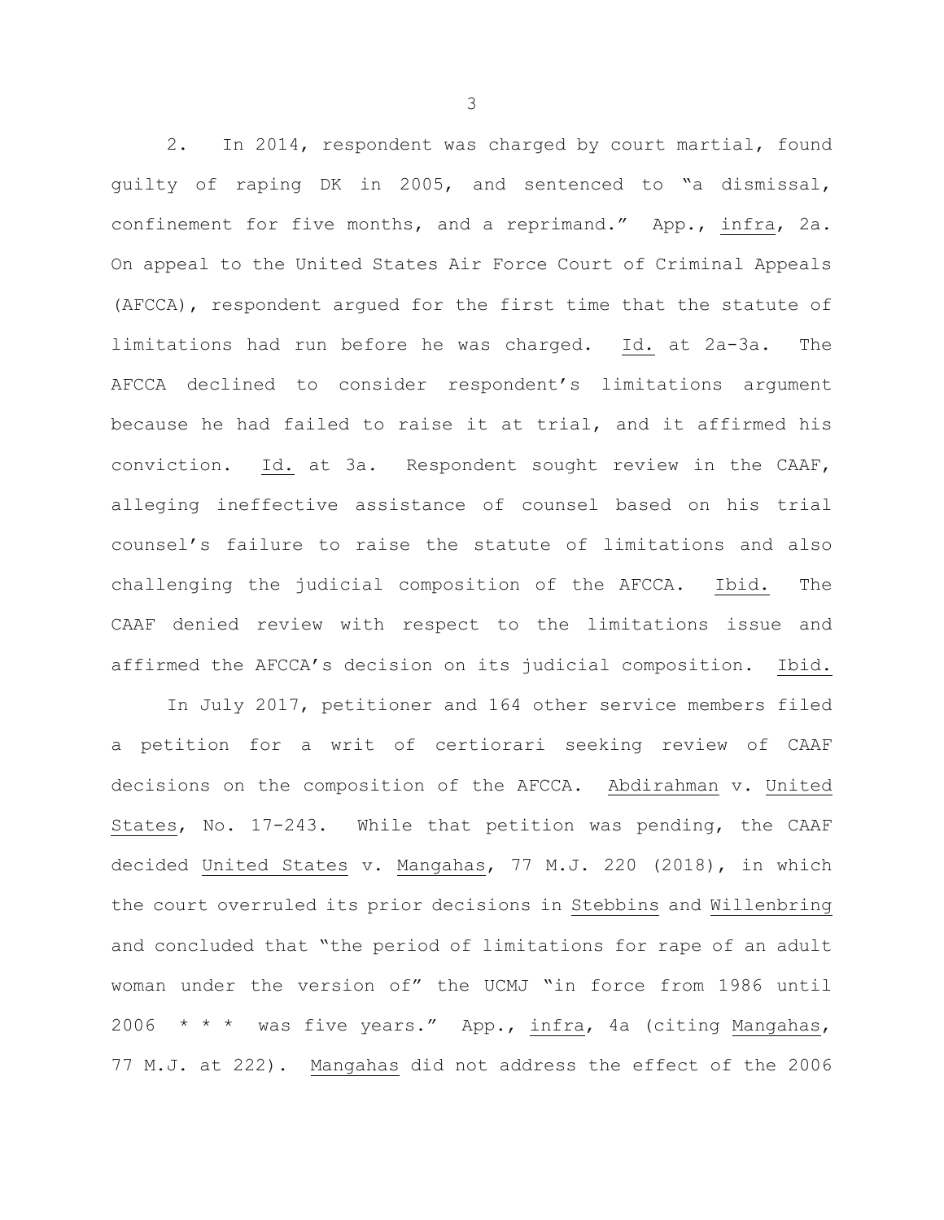2. In 2014, respondent was charged by court martial, found guilty of raping DK in 2005, and sentenced to "a dismissal, confinement for five months, and a reprimand." App., infra, 2a. On appeal to the United States Air Force Court of Criminal Appeals (AFCCA), respondent argued for the first time that the statute of limitations had run before he was charged. Id. at 2a-3a. The AFCCA declined to consider respondent's limitations argument because he had failed to raise it at trial, and it affirmed his conviction. Id. at 3a. Respondent sought review in the CAAF, alleging ineffective assistance of counsel based on his trial counsel's failure to raise the statute of limitations and also challenging the judicial composition of the AFCCA. Ibid. The CAAF denied review with respect to the limitations issue and affirmed the AFCCA's decision on its judicial composition. Ibid.

In July 2017, petitioner and 164 other service members filed a petition for a writ of certiorari seeking review of CAAF decisions on the composition of the AFCCA. Abdirahman v. United States, No. 17-243. While that petition was pending, the CAAF decided United States v. Mangahas, 77 M.J. 220 (2018), in which the court overruled its prior decisions in Stebbins and Willenbring and concluded that "the period of limitations for rape of an adult woman under the version of" the UCMJ "in force from 1986 until 2006 * * * was five years." App., infra, 4a (citing Mangahas, 77 M.J. at 222). Mangahas did not address the effect of the 2006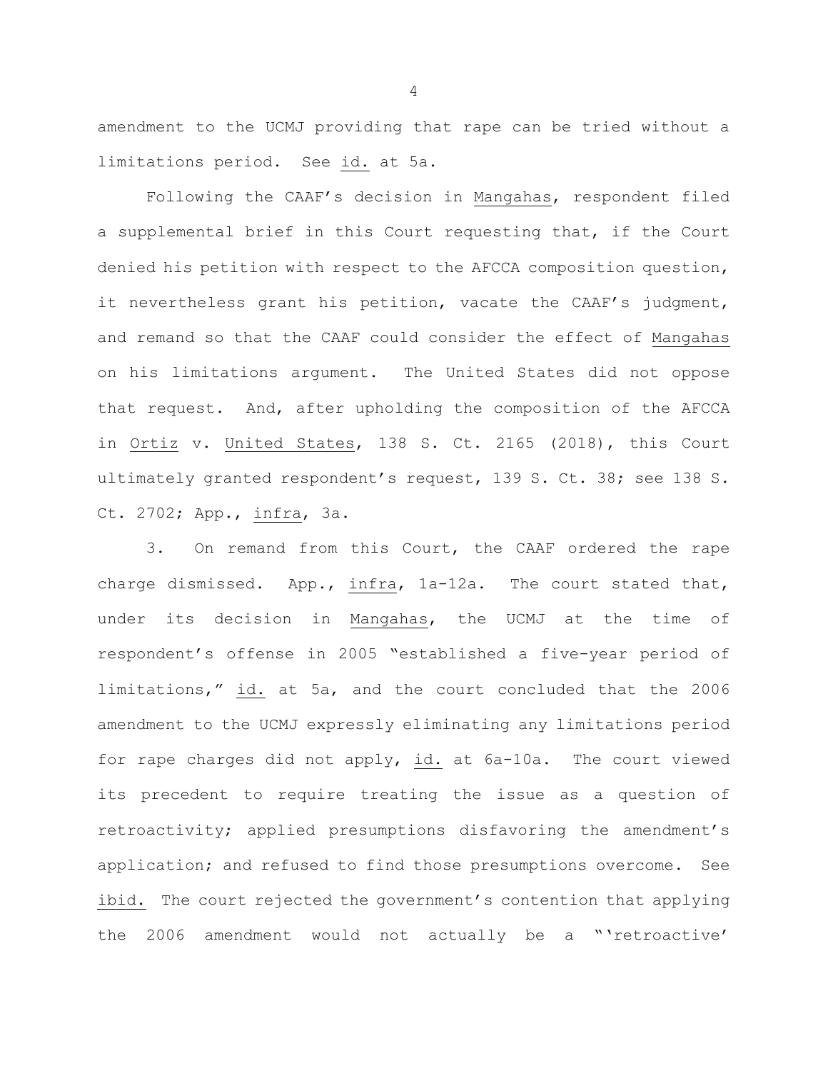amendment to the UCMJ providing that rape can be tried without a limitations period. See id. at 5a.

Following the CAAF's decision in Mangahas, respondent filed a supplemental brief in this Court requesting that, if the Court denied his petition with respect to the AFCCA composition question, it nevertheless grant his petition, vacate the CAAF's judgment, and remand so that the CAAF could consider the effect of Mangahas on his limitations argument. The United States did not oppose that request. And, after upholding the composition of the AFCCA in Ortiz v. United States, 138 S. Ct. 2165 (2018), this Court ultimately granted respondent's request, 139 S. Ct. 38; see 138 S. Ct. 2702; App., infra, 3a.

3. On remand from this Court, the CAAF ordered the rape charge dismissed. App., infra, 1a-12a. The court stated that, under its decision in Mangahas, the UCMJ at the time of respondent's offense in 2005 "established a five-year period of limitations," id. at 5a, and the court concluded that the 2006 amendment to the UCMJ expressly eliminating any limitations period for rape charges did not apply, id. at 6a-10a. The court viewed its precedent to require treating the issue as a question of retroactivity; applied presumptions disfavoring the amendment's application; and refused to find those presumptions overcome. See ibid. The court rejected the government's contention that applying the 2006 amendment would not actually be a "'retroactive'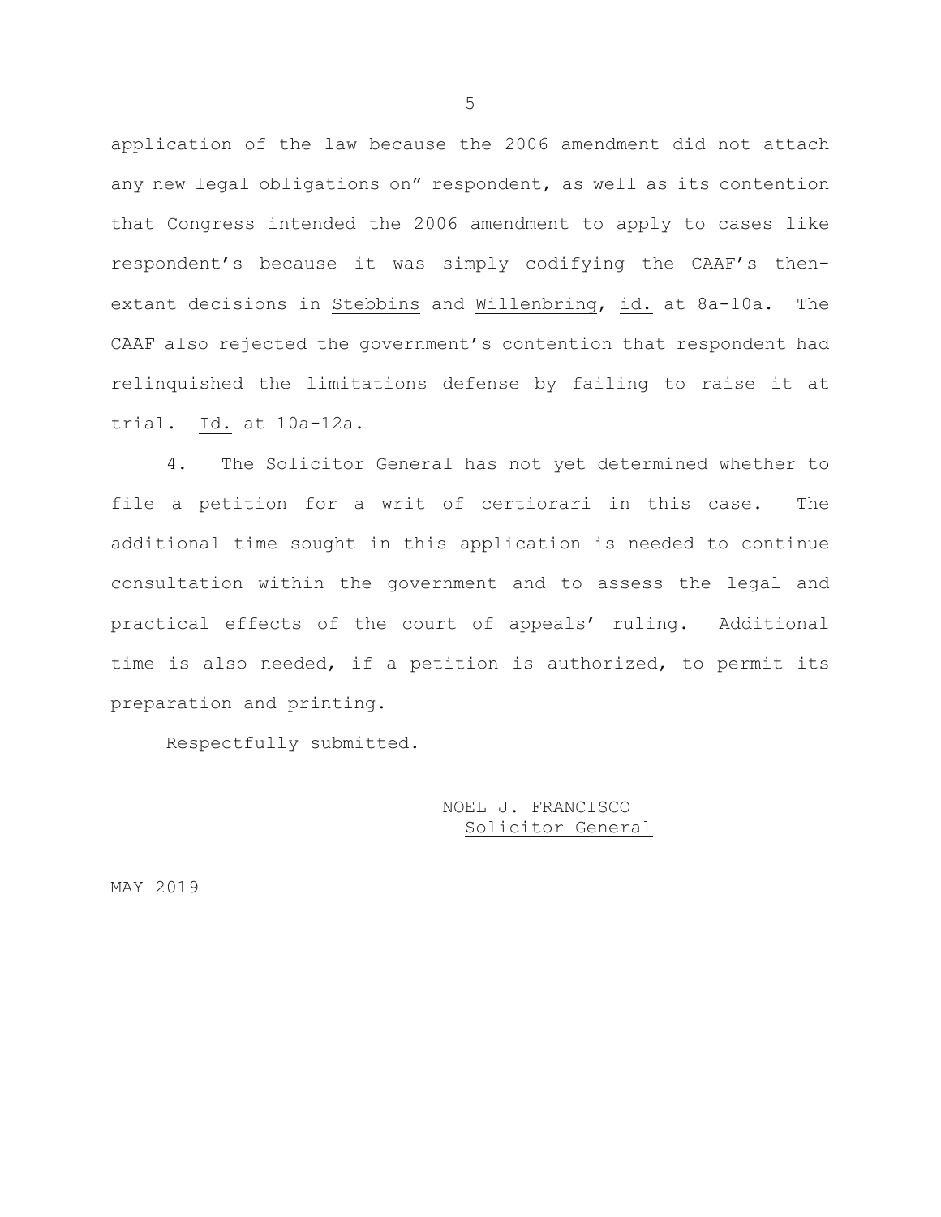application of the law because the 2006 amendment did not attach any new legal obligations on" respondent, as well as its contention that Congress intended the 2006 amendment to apply to cases like respondent's because it was simply codifying the CAAF's then-extant decisions in Stebbins and Willenbring, id. at 8a-10a. The CAAF also rejected the government's contention that respondent had relinquished the limitations defense by failing to raise it at trial. Id. at 10a-12a.

4. The Solicitor General has not yet determined whether to file a petition for a writ of certiorari in this case. The additional time sought in this application is needed to continue consultation within the government and to assess the legal and practical effects of the court of appeals' ruling. Additional time is also needed, if a petition is authorized, to permit its preparation and printing.

Respectfully submitted.

NOEL J. FRANCISCO
Solicitor General

MAY 2019